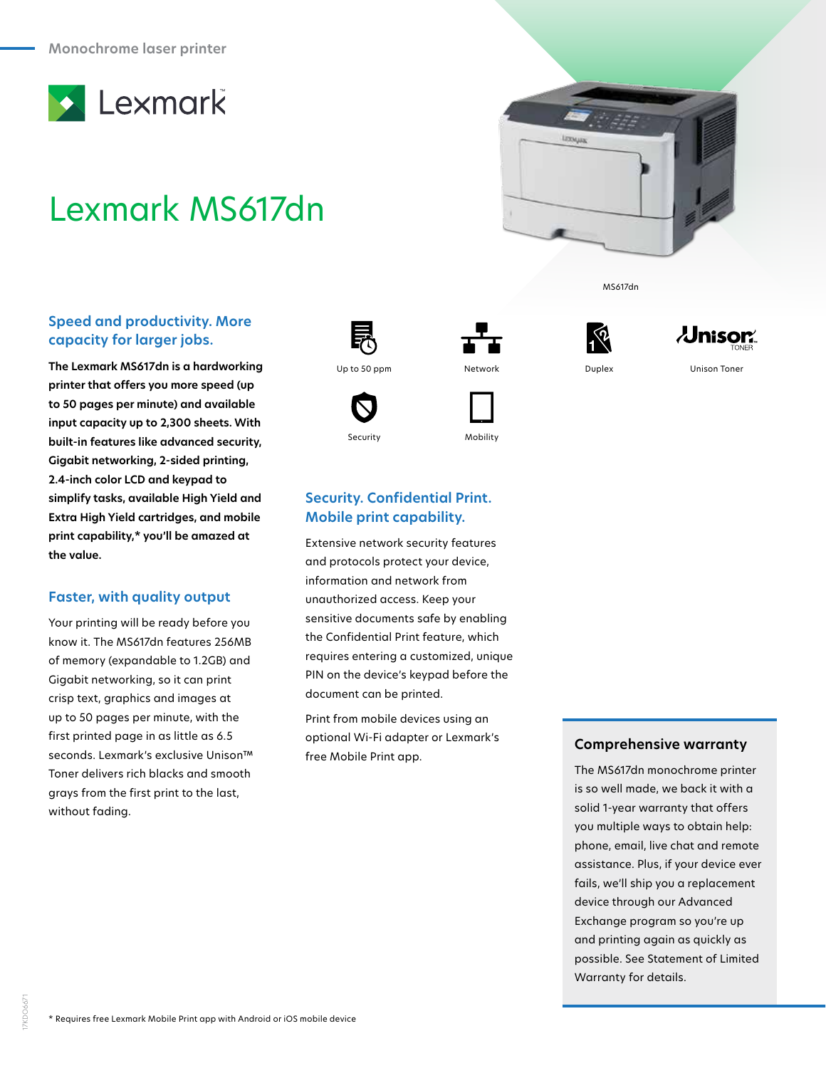Monochrome laser printer

Lexmark

# Lexmark MS617dn

MS617dn

Up to 50 ppm

Network

Duplex

Unison Toner

Security

Mobility

## Speed and productivity. More capacity for larger jobs.

**The Lexmark MS617dn is a hardworking printer that offers you more speed (up to 50 pages per minute) and available input capacity up to 2,300 sheets. With built-in features like advanced security, Gigabit networking, 2-sided printing, 2.4-inch color LCD and keypad to simplify tasks, available High Yield and Extra High Yield cartridges, and mobile print capability,* you'll be amazed at the value.**

## Faster, with quality output

Your printing will be ready before you know it. The MS617dn features 256MB of memory (expandable to 1.2GB) and Gigabit networking, so it can print crisp text, graphics and images at up to 50 pages per minute, with the first printed page in as little as 6.5 seconds. Lexmark's exclusive Unison™ Toner delivers rich blacks and smooth grays from the first print to the last, without fading.

## Security. Confidential Print. Mobile print capability.

Extensive network security features and protocols protect your device, information and network from unauthorized access. Keep your sensitive documents safe by enabling the Confidential Print feature, which requires entering a customized, unique PIN on the device's keypad before the document can be printed.

Print from mobile devices using an optional Wi-Fi adapter or Lexmark's free Mobile Print app.

## Comprehensive warranty

The MS617dn monochrome printer is so well made, we back it with a solid 1-year warranty that offers you multiple ways to obtain help: phone, email, live chat and remote assistance. Plus, if your device ever fails, we'll ship you a replacement device through our Advanced Exchange program so you're up and printing again as quickly as possible. See Statement of Limited Warranty for details.

* Requires free Lexmark Mobile Print app with Android or iOS mobile device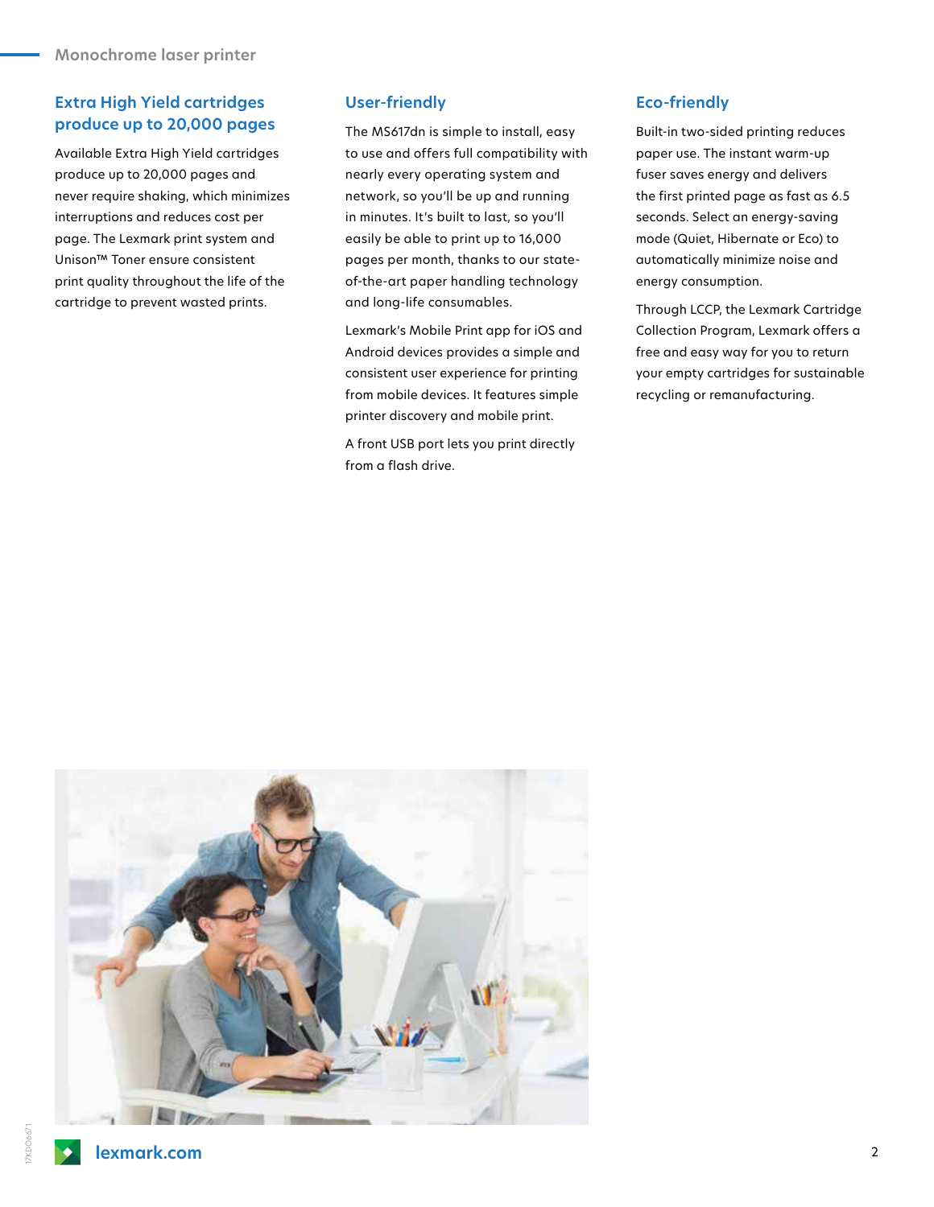## Extra High Yield cartridges produce up to 20,000 pages

Available Extra High Yield cartridges produce up to 20,000 pages and never require shaking, which minimizes interruptions and reduces cost per page. The Lexmark print system and Unison™ Toner ensure consistent print quality throughout the life of the cartridge to prevent wasted prints.

## User-friendly

The MS617dn is simple to install, easy to use and offers full compatibility with nearly every operating system and network, so you'll be up and running in minutes. It's built to last, so you'll easily be able to print up to 16,000 pages per month, thanks to our state-of-the-art paper handling technology and long-life consumables.

Lexmark's Mobile Print app for iOS and Android devices provides a simple and consistent user experience for printing from mobile devices. It features simple printer discovery and mobile print.

A front USB port lets you print directly from a flash drive.

## Eco-friendly

Built-in two-sided printing reduces paper use. The instant warm-up fuser saves energy and delivers the first printed page as fast as 6.5 seconds. Select an energy-saving mode (Quiet, Hibernate or Eco) to automatically minimize noise and energy consumption.

Through LCCP, the Lexmark Cartridge Collection Program, Lexmark offers a free and easy way for you to return your empty cartridges for sustainable recycling or remanufacturing.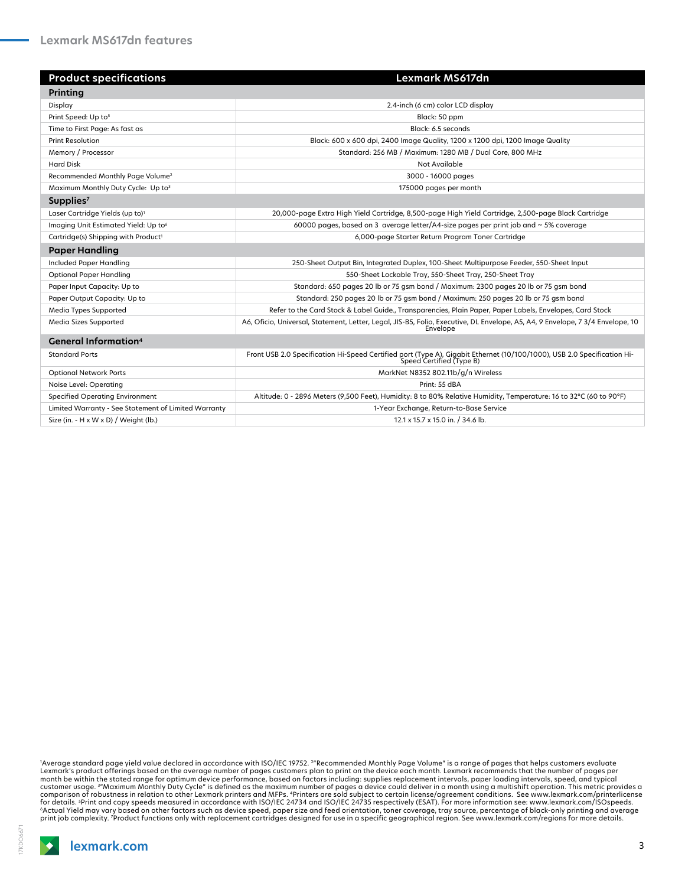## Lexmark MS617dn features

| Product specifications | Lexmark MS617dn |
|---|---|
| **Printing** | |
| Display | 2.4-inch (6 cm) color LCD display |
| Print Speed: Up to[5] | Black: 50 ppm |
| Time to First Page: As fast as | Black: 6.5 seconds |
| Print Resolution | Black: 600 x 600 dpi, 2400 Image Quality, 1200 x 1200 dpi, 1200 Image Quality |
| Memory / Processor | Standard: 256 MB / Maximum: 1280 MB / Dual Core, 800 MHz |
| Hard Disk | Not Available |
| Recommended Monthly Page Volume[2] | 3000 - 16000 pages |
| Maximum Monthly Duty Cycle: Up to[3] | 175000 pages per month |
| **Supplies[7]** | |
| Laser Cartridge Yields (up to)[1] | 20,000-page Extra High Yield Cartridge, 8,500-page High Yield Cartridge, 2,500-page Black Cartridge |
| Imaging Unit Estimated Yield: Up to[6] | 60000 pages, based on 3 average letter/A4-size pages per print job and ~ 5% coverage |
| Cartridge(s) Shipping with Product[1] | 6,000-page Starter Return Program Toner Cartridge |
| **Paper Handling** | |
| Included Paper Handling | 250-Sheet Output Bin, Integrated Duplex, 100-Sheet Multipurpose Feeder, 550-Sheet Input |
| Optional Paper Handling | 550-Sheet Lockable Tray, 550-Sheet Tray, 250-Sheet Tray |
| Paper Input Capacity: Up to | Standard: 650 pages 20 lb or 75 gsm bond / Maximum: 2300 pages 20 lb or 75 gsm bond |
| Paper Output Capacity: Up to | Standard: 250 pages 20 lb or 75 gsm bond / Maximum: 250 pages 20 lb or 75 gsm bond |
| Media Types Supported | Refer to the Card Stock & Label Guide., Transparencies, Plain Paper, Paper Labels, Envelopes, Card Stock |
| Media Sizes Supported | A6, Oficio, Universal, Statement, Letter, Legal, JIS-B5, Folio, Executive, DL Envelope, A5, A4, 9 Envelope, 7 3/4 Envelope, 10 Envelope |
| **General Information[4]** | |
| Standard Ports | Front USB 2.0 Specification Hi-Speed Certified port (Type A), Gigabit Ethernet (10/100/1000), USB 2.0 Specification Hi-Speed Certified (Type B) |
| Optional Network Ports | MarkNet N8352 802.11b/g/n Wireless |
| Noise Level: Operating | Print: 55 dBA |
| Specified Operating Environment | Altitude: 0 - 2896 Meters (9,500 Feet), Humidity: 8 to 80% Relative Humidity, Temperature: 16 to 32°C (60 to 90°F) |
| Limited Warranty - See Statement of Limited Warranty | 1-Year Exchange, Return-to-Base Service |
| Size (in. - H x W x D) / Weight (lb.) | 12.1 x 15.7 x 15.0 in. / 34.6 lb. |

[1]Average standard page yield value declared in accordance with ISO/IEC 19752. [2]"Recommended Monthly Page Volume" is a range of pages that helps customers evaluate Lexmark's product offerings based on the average number of pages customers plan to print on the device each month. Lexmark recommends that the number of pages per month be within the stated range for optimum device performance, based on factors including: supplies replacement intervals, paper loading intervals, speed, and typical customer usage. [3]"Maximum Monthly Duty Cycle" is defined as the maximum number of pages a device could deliver in a month using a multishift operation. This metric provides a comparison of robustness in relation to other Lexmark printers and MFPs. [4]Printers are sold subject to certain license/agreement conditions. See www.lexmark.com/printerlicense for details. [5]Print and copy speeds measured in accordance with ISO/IEC 24734 and ISO/IEC 24735 respectively (ESAT). For more information see: www.lexmark.com/ISOspeeds. [6]Actual Yield may vary based on other factors such as device speed, paper size and feed orientation, toner coverage, tray source, percentage of black-only printing and average print job complexity. [7]Product functions only with replacement cartridges designed for use in a specific geographical region. See www.lexmark.com/regions for more details.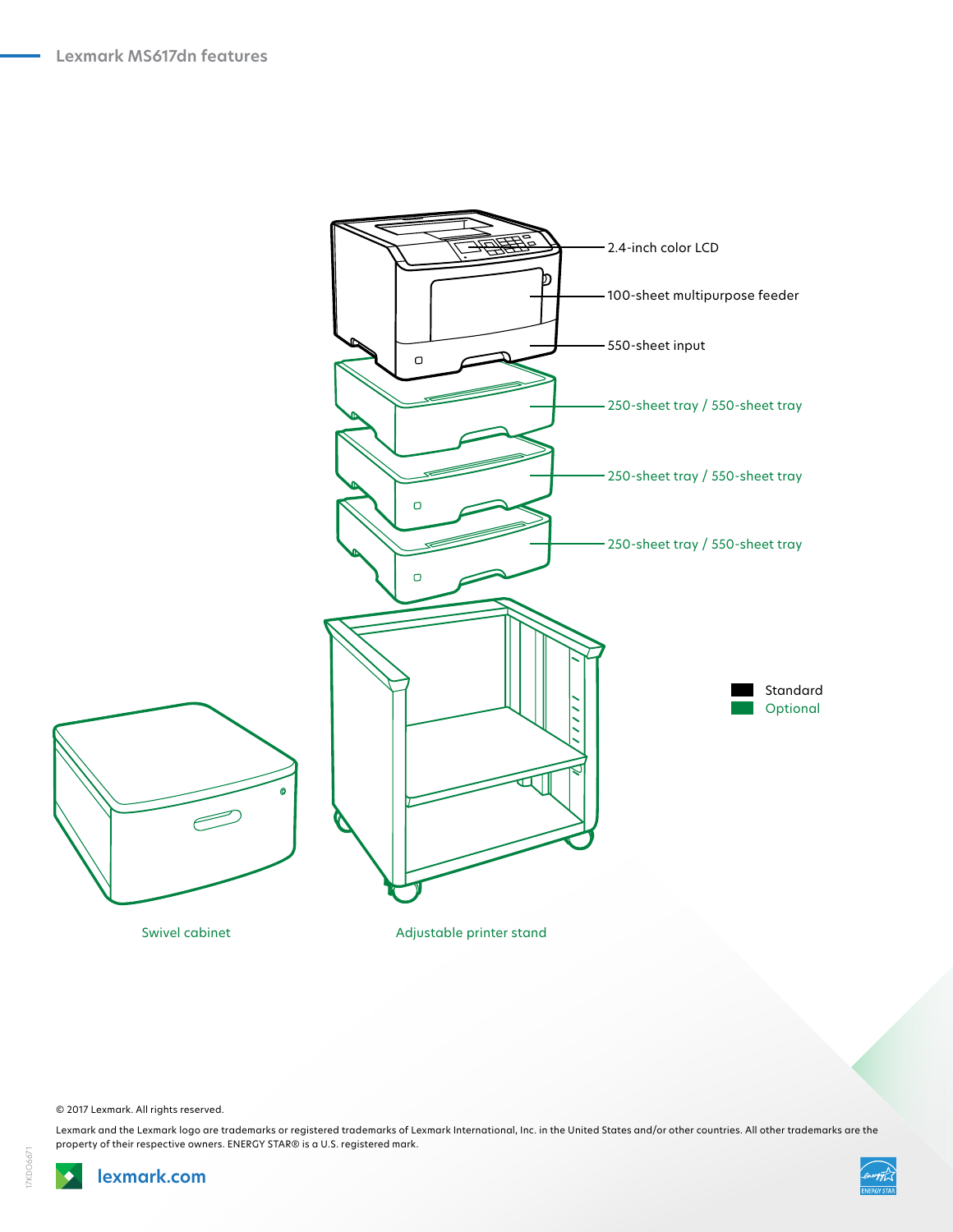## Lexmark MS617dn features

2.4-inch color LCD

100-sheet multipurpose feeder

550-sheet input

250-sheet tray / 550-sheet tray

250-sheet tray / 550-sheet tray

250-sheet tray / 550-sheet tray

Standard

Optional

Swivel cabinet

Adjustable printer stand

© 2017 Lexmark. All rights reserved.

Lexmark and the Lexmark logo are trademarks or registered trademarks of Lexmark International, Inc. in the United States and/or other countries. All other trademarks are the property of their respective owners. ENERGY STAR® is a U.S. registered mark.

lexmark.com